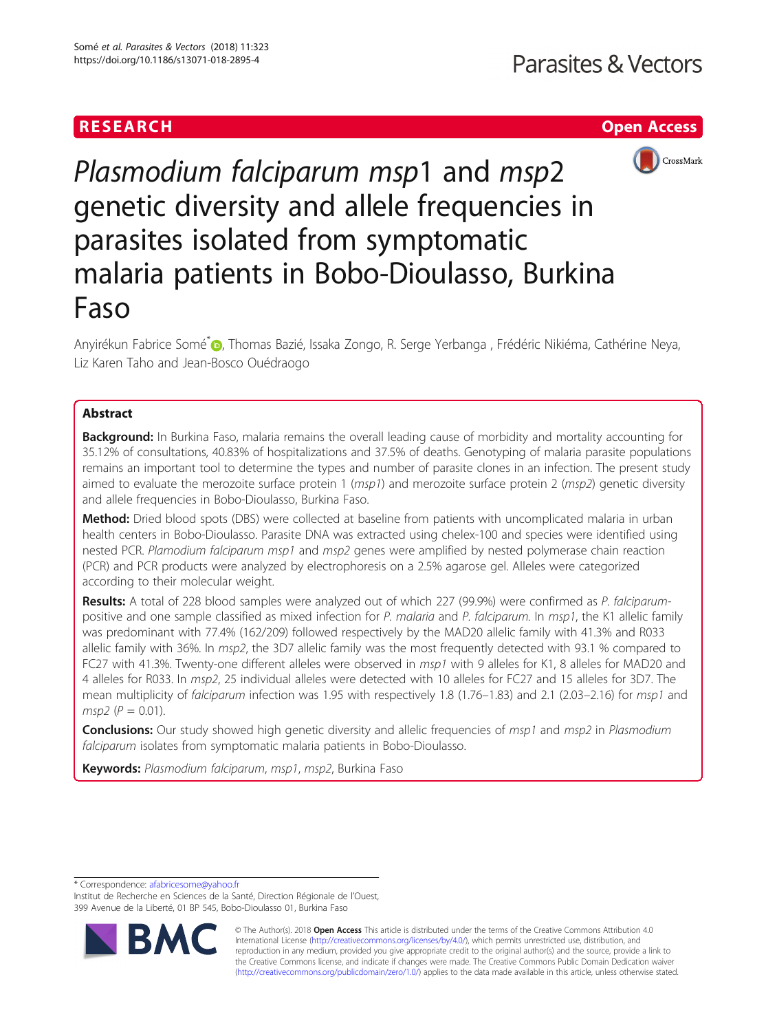# *Plasmodium falciparum msp*1 and *msp*2 genetic diversity and allele frequencies in parasites isolated from symptomatic malaria patients in Bobo-Dioulasso, Burkina Faso

Anyirékun Fabrice Somé*, Thomas Bazié, Issaka Zongo, R. Serge Yerbanga , Frédéric Nikiéma, Cathérine Neya, Liz Karen Taho and Jean-Bosco Ouédraogo

## Abstract

**Background:** In Burkina Faso, malaria remains the overall leading cause of morbidity and mortality accounting for 35.12% of consultations, 40.83% of hospitalizations and 37.5% of deaths. Genotyping of malaria parasite populations remains an important tool to determine the types and number of parasite clones in an infection. The present study aimed to evaluate the merozoite surface protein 1 (*msp1*) and merozoite surface protein 2 (*msp2*) genetic diversity and allele frequencies in Bobo-Dioulasso, Burkina Faso.

**Method:** Dried blood spots (DBS) were collected at baseline from patients with uncomplicated malaria in urban health centers in Bobo-Dioulasso. Parasite DNA was extracted using chelex-100 and species were identified using nested PCR. *Plamodium falciparum msp1* and *msp2* genes were amplified by nested polymerase chain reaction (PCR) and PCR products were analyzed by electrophoresis on a 2.5% agarose gel. Alleles were categorized according to their molecular weight.

**Results:** A total of 228 blood samples were analyzed out of which 227 (99.9%) were confirmed as *P. falciparum*-positive and one sample classified as mixed infection for *P. malaria* and *P. falciparum*. In *msp1*, the K1 allelic family was predominant with 77.4% (162/209) followed respectively by the MAD20 allelic family with 41.3% and R033 allelic family with 36%. In *msp2*, the 3D7 allelic family was the most frequently detected with 93.1 % compared to FC27 with 41.3%. Twenty-one different alleles were observed in *msp1* with 9 alleles for K1, 8 alleles for MAD20 and 4 alleles for R033. In *msp2*, 25 individual alleles were detected with 10 alleles for FC27 and 15 alleles for 3D7. The mean multiplicity of *falciparum* infection was 1.95 with respectively 1.8 (1.76–1.83) and 2.1 (2.03–2.16) for *msp1* and *msp2* ($P = 0.01$).

**Conclusions:** Our study showed high genetic diversity and allelic frequencies of *msp1* and *msp2* in *Plasmodium falciparum* isolates from symptomatic malaria patients in Bobo-Dioulasso.

**Keywords:** *Plasmodium falciparum*, *msp1*, *msp2*, Burkina Faso

---

* Correspondence: afabricesome@yahoo.fr
Institut de Recherche en Sciences de la Santé, Direction Régionale de l'Ouest, 399 Avenue de la Liberté, 01 BP 545, Bobo-Dioulasso 01, Burkina Faso

© The Author(s). 2018 **Open Access** This article is distributed under the terms of the Creative Commons Attribution 4.0 International License (http://creativecommons.org/licenses/by/4.0/), which permits unrestricted use, distribution, and reproduction in any medium, provided you give appropriate credit to the original author(s) and the source, provide a link to the Creative Commons license, and indicate if changes were made. The Creative Commons Public Domain Dedication waiver (http://creativecommons.org/publicdomain/zero/1.0/) applies to the data made available in this article, unless otherwise stated.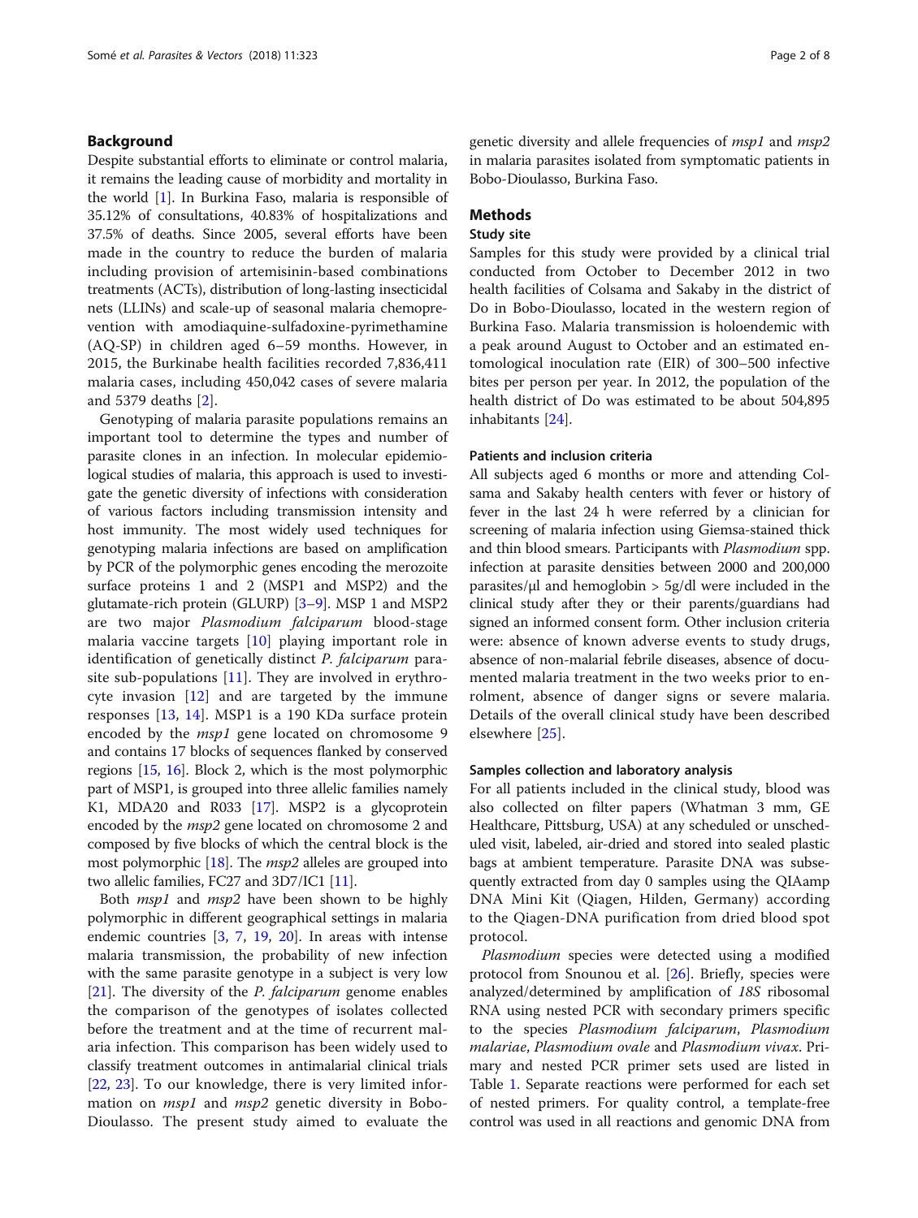## Background

Despite substantial efforts to eliminate or control malaria, it remains the leading cause of morbidity and mortality in the world [1]. In Burkina Faso, malaria is responsible of 35.12% of consultations, 40.83% of hospitalizations and 37.5% of deaths. Since 2005, several efforts have been made in the country to reduce the burden of malaria including provision of artemisinin-based combinations treatments (ACTs), distribution of long-lasting insecticidal nets (LLINs) and scale-up of seasonal malaria chemoprevention with amodiaquine-sulfadoxine-pyrimethamine (AQ-SP) in children aged 6–59 months. However, in 2015, the Burkinabe health facilities recorded 7,836,411 malaria cases, including 450,042 cases of severe malaria and 5379 deaths [2].

Genotyping of malaria parasite populations remains an important tool to determine the types and number of parasite clones in an infection. In molecular epidemiological studies of malaria, this approach is used to investigate the genetic diversity of infections with consideration of various factors including transmission intensity and host immunity. The most widely used techniques for genotyping malaria infections are based on amplification by PCR of the polymorphic genes encoding the merozoite surface proteins 1 and 2 (MSP1 and MSP2) and the glutamate-rich protein (GLURP) [3–9]. MSP 1 and MSP2 are two major *Plasmodium falciparum* blood-stage malaria vaccine targets [10] playing important role in identification of genetically distinct *P. falciparum* parasite sub-populations [11]. They are involved in erythrocyte invasion [12] and are targeted by the immune responses [13, 14]. MSP1 is a 190 KDa surface protein encoded by the *msp1* gene located on chromosome 9 and contains 17 blocks of sequences flanked by conserved regions [15, 16]. Block 2, which is the most polymorphic part of MSP1, is grouped into three allelic families namely K1, MDA20 and R033 [17]. MSP2 is a glycoprotein encoded by the *msp2* gene located on chromosome 2 and composed by five blocks of which the central block is the most polymorphic [18]. The *msp2* alleles are grouped into two allelic families, FC27 and 3D7/IC1 [11].

Both *msp1* and *msp2* have been shown to be highly polymorphic in different geographical settings in malaria endemic countries [3, 7, 19, 20]. In areas with intense malaria transmission, the probability of new infection with the same parasite genotype in a subject is very low [21]. The diversity of the *P. falciparum* genome enables the comparison of the genotypes of isolates collected before the treatment and at the time of recurrent malaria infection. This comparison has been widely used to classify treatment outcomes in antimalarial clinical trials [22, 23]. To our knowledge, there is very limited information on *msp1* and *msp2* genetic diversity in Bobo-Dioulasso. The present study aimed to evaluate the genetic diversity and allele frequencies of *msp1* and *msp2* in malaria parasites isolated from symptomatic patients in Bobo-Dioulasso, Burkina Faso.

## Methods

### Study site

Samples for this study were provided by a clinical trial conducted from October to December 2012 in two health facilities of Colsama and Sakaby in the district of Do in Bobo-Dioulasso, located in the western region of Burkina Faso. Malaria transmission is holoendemic with a peak around August to October and an estimated entomological inoculation rate (EIR) of 300–500 infective bites per person per year. In 2012, the population of the health district of Do was estimated to be about 504,895 inhabitants [24].

### Patients and inclusion criteria

All subjects aged 6 months or more and attending Colsama and Sakaby health centers with fever or history of fever in the last 24 h were referred by a clinician for screening of malaria infection using Giemsa-stained thick and thin blood smears. Participants with *Plasmodium* spp. infection at parasite densities between 2000 and 200,000 parasites/μl and hemoglobin > 5g/dl were included in the clinical study after they or their parents/guardians had signed an informed consent form. Other inclusion criteria were: absence of known adverse events to study drugs, absence of non-malarial febrile diseases, absence of documented malaria treatment in the two weeks prior to enrolment, absence of danger signs or severe malaria. Details of the overall clinical study have been described elsewhere [25].

### Samples collection and laboratory analysis

For all patients included in the clinical study, blood was also collected on filter papers (Whatman 3 mm, GE Healthcare, Pittsburg, USA) at any scheduled or unscheduled visit, labeled, air-dried and stored into sealed plastic bags at ambient temperature. Parasite DNA was subsequently extracted from day 0 samples using the QIAamp DNA Mini Kit (Qiagen, Hilden, Germany) according to the Qiagen-DNA purification from dried blood spot protocol.

*Plasmodium* species were detected using a modified protocol from Snounou et al. [26]. Briefly, species were analyzed/determined by amplification of *18S* ribosomal RNA using nested PCR with secondary primers specific to the species *Plasmodium falciparum*, *Plasmodium malariae*, *Plasmodium ovale* and *Plasmodium vivax*. Primary and nested PCR primer sets used are listed in Table 1. Separate reactions were performed for each set of nested primers. For quality control, a template-free control was used in all reactions and genomic DNA from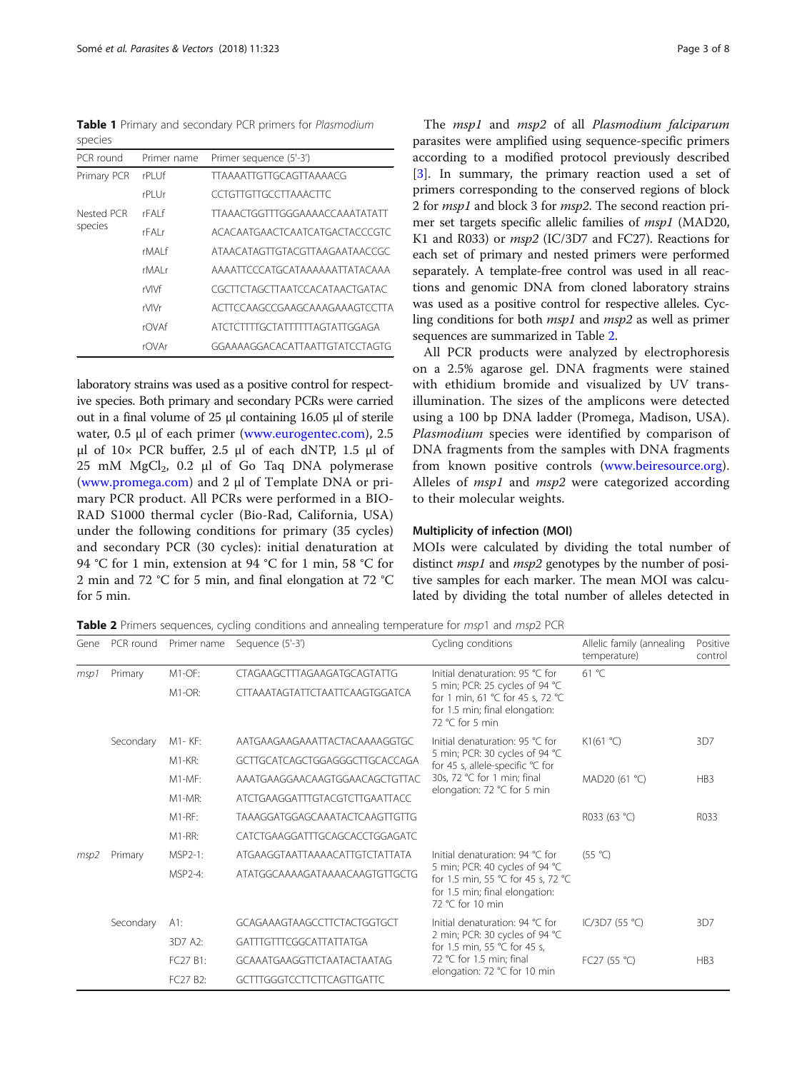**Table 1** Primary and secondary PCR primers for *Plasmodium* species

| PCR round | Primer name | Primer sequence (5'-3') |
| --- | --- | --- |
| Primary PCR | rPLUf | TTAAAATTGTTGCAGTTAAAACG |
| | rPLUr | CCTGTTGTTGCCTTAAACTTC |
| Nested PCR species | rFALf | TTAAACTGGTTTGGGAAAACCAAATATATT |
| | rFALr | ACACAATGAACTCAATCATGACTACCCGTC |
| | rMALf | ATAACATAGTTGTACGTTAAGAATAACCGC |
| | rMALr | AAAATTCCCATGCATAAAAAATTATACAAA |
| | rVIVf | CGCTTCTAGCTTAATCCACATAACTGATAC |
| | rVIVr | ACTTCCAAGCCGAAGCAAAGAAAGTCCTTA |
| | rOVAf | ATCTCTTTTGCTATTTTTTAGTATTGGAGA |
| | rOVAr | GGAAAAGGACACATTAATTGTATCCTAGTG |

laboratory strains was used as a positive control for respective species. Both primary and secondary PCRs were carried out in a final volume of 25 μl containing 16.05 μl of sterile water, 0.5 μl of each primer (www.eurogentec.com), 2.5 μl of 10× PCR buffer, 2.5 μl of each dNTP, 1.5 μl of 25 mM $MgCl_2$, 0.2 μl of Go Taq DNA polymerase (www.promega.com) and 2 μl of Template DNA or primary PCR product. All PCRs were performed in a BIO-RAD S1000 thermal cycler (Bio-Rad, California, USA) under the following conditions for primary (35 cycles) and secondary PCR (30 cycles): initial denaturation at 94 °C for 1 min, extension at 94 °C for 1 min, 58 °C for 2 min and 72 °C for 5 min, and final elongation at 72 °C for 5 min.

The *msp1* and *msp2* of all *Plasmodium falciparum* parasites were amplified using sequence-specific primers according to a modified protocol previously described [3]. In summary, the primary reaction used a set of primers corresponding to the conserved regions of block 2 for *msp1* and block 3 for *msp2*. The second reaction primer set targets specific allelic families of *msp1* (MAD20, K1 and R033) or *msp2* (IC/3D7 and FC27). Reactions for each set of primary and nested primers were performed separately. A template-free control was used in all reactions and genomic DNA from cloned laboratory strains was used as a positive control for respective alleles. Cycling conditions for both *msp1* and *msp2* as well as primer sequences are summarized in Table 2.

All PCR products were analyzed by electrophoresis on a 2.5% agarose gel. DNA fragments were stained with ethidium bromide and visualized by UV trans-illumination. The sizes of the amplicons were detected using a 100 bp DNA ladder (Promega, Madison, USA). *Plasmodium* species were identified by comparison of DNA fragments from the samples with DNA fragments from known positive controls (www.beiresource.org). Alleles of *msp1* and *msp2* were categorized according to their molecular weights.

### Multiplicity of infection (MOI)

MOIs were calculated by dividing the total number of distinct *msp1* and *msp2* genotypes by the number of positive samples for each marker. The mean MOI was calculated by dividing the total number of alleles detected in

**Table 2** Primers sequences, cycling conditions and annealing temperature for *msp*1 and *msp*2 PCR

| Gene | PCR round | Primer name | Sequence (5'-3') | Cycling conditions | Allelic family (annealing temperature) | Positive control |
| --- | --- | --- | --- | --- | --- | --- |
| *msp1* | Primary | M1-OF: | CTAGAAGCTTTAGAAGATGCAGTATTG | Initial denaturation: 95 °C for 5 min; PCR: 25 cycles of 94 °C for 1 min, 61 °C for 45 s, 72 °C for 1.5 min; final elongation: 72 °C for 5 min | 61 °C | |
| | | M1-OR: | CTTAAATAGTATTCTAATTCAAGTGGATCA | | | |
| | Secondary | M1- KF: | AATGAAGAAGAAATTACTACAAAAGGTGC | Initial denaturation: 95 °C for 5 min; PCR: 30 cycles of 94 °C for 45 s, allele-specific °C for 30s, 72 °C for 1 min; final elongation: 72 °C for 5 min | K1(61 °C) | 3D7 |
| | | M1-KR: | GCTTGCATCAGCTGGAGGGCTTGCACCAGA | | | |
| | | M1-MF: | AAATGAAGGAACAAGTGGAACAGCTGTTAC | | MAD20 (61 °C) | HB3 |
| | | M1-MR: | ATCTGAAGGATTTGTACGTCTTGAATTACC | | | |
| | | M1-RF: | TAAAGGATGGAGCAAATACTCAAGTTGTTG | | R033 (63 °C) | R033 |
| | | M1-RR: | CATCTGAAGGATTTGCAGCACCTGGAGATC | | | |
| *msp2* | Primary | MSP2-1: | ATGAAGGTAATTAAAACATTGTCTATTATA | Initial denaturation: 94 °C for 5 min; PCR: 40 cycles of 94 °C for 1.5 min, 55 °C for 45 s, 72 °C for 1.5 min; final elongation: 72 °C for 10 min | (55 °C) | |
| | | MSP2-4: | ATATGGCAAAAGATAAAACAAGTGTTGCTG | | | |
| | Secondary | A1: | GCAGAAAGTAAGCCTTCTACTGGTGCT | Initial denaturation: 94 °C for 2 min; PCR: 30 cycles of 94 °C for 1.5 min, 55 °C for 45 s, 72 °C for 1.5 min; final elongation: 72 °C for 10 min | IC/3D7 (55 °C) | 3D7 |
| | | 3D7 A2: | GATTTGTTTCGGCATTATTATGA | | | |
| | | FC27 B1: | GCAAATGAAGGTTCTAATACTAATAG | | FC27 (55 °C) | HB3 |
| | | FC27 B2: | GCTTTGGGTCCTTCTTCAGTTGATTC | | | |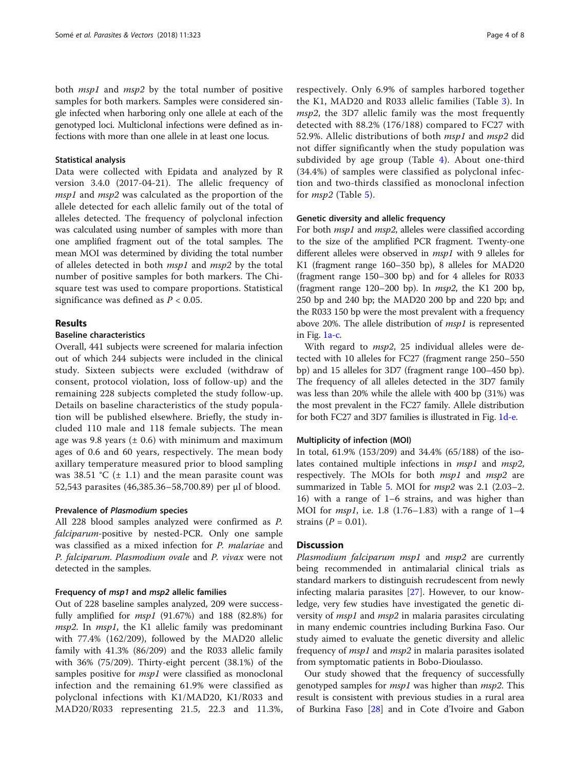both *msp1* and *msp2* by the total number of positive samples for both markers. Samples were considered single infected when harboring only one allele at each of the genotyped loci. Multiclonal infections were defined as infections with more than one allele in at least one locus.

### Statistical analysis

Data were collected with Epidata and analyzed by R version 3.4.0 (2017-04-21). The allelic frequency of *msp1* and *msp2* was calculated as the proportion of the allele detected for each allelic family out of the total of alleles detected. The frequency of polyclonal infection was calculated using number of samples with more than one amplified fragment out of the total samples. The mean MOI was determined by dividing the total number of alleles detected in both *msp1* and *msp2* by the total number of positive samples for both markers. The Chi-square test was used to compare proportions. Statistical significance was defined as $P < 0.05$.

## Results

### Baseline characteristics

Overall, 441 subjects were screened for malaria infection out of which 244 subjects were included in the clinical study. Sixteen subjects were excluded (withdraw of consent, protocol violation, loss of follow-up) and the remaining 228 subjects completed the study follow-up. Details on baseline characteristics of the study population will be published elsewhere. Briefly, the study included 110 male and 118 female subjects. The mean age was 9.8 years (± 0.6) with minimum and maximum ages of 0.6 and 60 years, respectively. The mean body axillary temperature measured prior to blood sampling was 38.51 °C (± 1.1) and the mean parasite count was 52,543 parasites (46,385.36–58,700.89) per µl of blood.

### Prevalence of *Plasmodium* species

All 228 blood samples analyzed were confirmed as *P. falciparum*-positive by nested-PCR. Only one sample was classified as a mixed infection for *P. malariae* and *P. falciparum*. *Plasmodium ovale* and *P. vivax* were not detected in the samples.

### Frequency of *msp1* and *msp2* allelic families

Out of 228 baseline samples analyzed, 209 were successfully amplified for *msp1* (91.67%) and 188 (82.8%) for *msp2*. In *msp1*, the K1 allelic family was predominant with 77.4% (162/209), followed by the MAD20 allelic family with 41.3% (86/209) and the R033 allelic family with 36% (75/209). Thirty-eight percent (38.1%) of the samples positive for *msp1* were classified as monoclonal infection and the remaining 61.9% were classified as polyclonal infections with K1/MAD20, K1/R033 and MAD20/R033 representing 21.5, 22.3 and 11.3%, respectively. Only 6.9% of samples harbored together the K1, MAD20 and R033 allelic families (Table 3). In *msp2*, the 3D7 allelic family was the most frequently detected with 88.2% (176/188) compared to FC27 with 52.9%. Allelic distributions of both *msp1* and *msp2* did not differ significantly when the study population was subdivided by age group (Table 4). About one-third (34.4%) of samples were classified as polyclonal infection and two-thirds classified as monoclonal infection for *msp2* (Table 5).

### Genetic diversity and allelic frequency

For both *msp1* and *msp2*, alleles were classified according to the size of the amplified PCR fragment. Twenty-one different alleles were observed in *msp1* with 9 alleles for K1 (fragment range 160–350 bp), 8 alleles for MAD20 (fragment range 150–300 bp) and for 4 alleles for R033 (fragment range 120–200 bp). In *msp2*, the K1 200 bp, 250 bp and 240 bp; the MAD20 200 bp and 220 bp; and the R033 150 bp were the most prevalent with a frequency above 20%. The allele distribution of *msp1* is represented in Fig. 1a-c.

With regard to *msp2*, 25 individual alleles were detected with 10 alleles for FC27 (fragment range 250–550 bp) and 15 alleles for 3D7 (fragment range 100–450 bp). The frequency of all alleles detected in the 3D7 family was less than 20% while the allele with 400 bp (31%) was the most prevalent in the FC27 family. Allele distribution for both FC27 and 3D7 families is illustrated in Fig. 1d-e.

### Multiplicity of infection (MOI)

In total, 61.9% (153/209) and 34.4% (65/188) of the isolates contained multiple infections in *msp1* and *msp2*, respectively. The MOIs for both *msp1* and *msp2* are summarized in Table 5. MOI for *msp2* was 2.1 (2.03–2.16) with a range of 1–6 strains, and was higher than MOI for *msp1*, i.e. 1.8 (1.76–1.83) with a range of 1–4 strains ($P = 0.01$).

## Discussion

*Plasmodium falciparum msp1* and *msp2* are currently being recommended in antimalarial clinical trials as standard markers to distinguish recrudescent from newly infecting malaria parasites [27]. However, to our knowledge, very few studies have investigated the genetic diversity of *msp1* and *msp2* in malaria parasites circulating in many endemic countries including Burkina Faso. Our study aimed to evaluate the genetic diversity and allelic frequency of *msp1* and *msp2* in malaria parasites isolated from symptomatic patients in Bobo-Dioulasso.

Our study showed that the frequency of successfully genotyped samples for *msp1* was higher than *msp2*. This result is consistent with previous studies in a rural area of Burkina Faso [28] and in Cote d'Ivoire and Gabon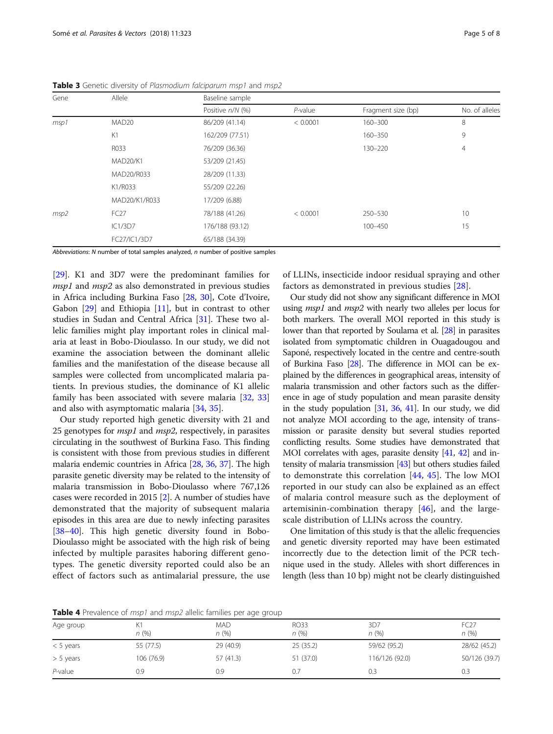**Table 3** Genetic diversity of *Plasmodium falciparum msp1* and *msp2*

| Gene | Allele | Baseline sample | | | |
|---|---|---|---|---|---|
| | | Positive *n*/*N* (%) | *P*-value | Fragment size (bp) | No. of alleles |
| *msp1* | MAD20 | 86/209 (41.14) | < 0.0001 | 160–300 | 8 |
| | K1 | 162/209 (77.51) | | 160–350 | 9 |
| | R033 | 76/209 (36.36) | | 130–220 | 4 |
| | MAD20/K1 | 53/209 (21.45) | | | |
| | MAD20/R033 | 28/209 (11.33) | | | |
| | K1/R033 | 55/209 (22.26) | | | |
| | MAD20/K1/R033 | 17/209 (6.88) | | | |
| *msp2* | FC27 | 78/188 (41.26) | < 0.0001 | 250–530 | 10 |
| | IC1/3D7 | 176/188 (93.12) | | 100–450 | 15 |
| | FC27/IC1/3D7 | 65/188 (34.39) | | | |

*Abbreviations*: *N* number of total samples analyzed, *n* number of positive samples

[29]. K1 and 3D7 were the predominant families for *msp1* and *msp2* as also demonstrated in previous studies in Africa including Burkina Faso [28, 30], Cote d'Ivoire, Gabon [29] and Ethiopia [11], but in contrast to other studies in Sudan and Central Africa [31]. These two allelic families might play important roles in clinical malaria at least in Bobo-Dioulasso. In our study, we did not examine the association between the dominant allelic families and the manifestation of the disease because all samples were collected from uncomplicated malaria patients. In previous studies, the dominance of K1 allelic family has been associated with severe malaria [32, 33] and also with asymptomatic malaria [34, 35].

Our study reported high genetic diversity with 21 and 25 genotypes for *msp1* and *msp2*, respectively, in parasites circulating in the southwest of Burkina Faso. This finding is consistent with those from previous studies in different malaria endemic countries in Africa [28, 36, 37]. The high parasite genetic diversity may be related to the intensity of malaria transmission in Bobo-Dioulasso where 767,126 cases were recorded in 2015 [2]. A number of studies have demonstrated that the majority of subsequent malaria episodes in this area are due to newly infecting parasites [38–40]. This high genetic diversity found in Bobo-Dioulasso might be associated with the high risk of being infected by multiple parasites haboring different genotypes. The genetic diversity reported could also be an effect of factors such as antimalarial pressure, the use of LLINs, insecticide indoor residual spraying and other factors as demonstrated in previous studies [28].

Our study did not show any significant difference in MOI using *msp1* and *msp2* with nearly two alleles per locus for both markers. The overall MOI reported in this study is lower than that reported by Soulama et al. [28] in parasites isolated from symptomatic children in Ouagadougou and Saponé, respectively located in the centre and centre-south of Burkina Faso [28]. The difference in MOI can be explained by the differences in geographical areas, intensity of malaria transmission and other factors such as the difference in age of study population and mean parasite density in the study population [31, 36, 41]. In our study, we did not analyze MOI according to the age, intensity of transmission or parasite density but several studies reported conflicting results. Some studies have demonstrated that MOI correlates with ages, parasite density [41, 42] and intensity of malaria transmission [43] but others studies failed to demonstrate this correlation [44, 45]. The low MOI reported in our study can also be explained as an effect of malaria control measure such as the deployment of artemisinin-combination therapy [46], and the large-scale distribution of LLINs across the country.

One limitation of this study is that the allelic frequencies and genetic diversity reported may have been estimated incorrectly due to the detection limit of the PCR technique used in the study. Alleles with short differences in length (less than 10 bp) might not be clearly distinguished

**Table 4** Prevalence of *msp1* and *msp2* allelic families per age group

| Age group | K1<br>*n* (%) | MAD<br>*n* (%) | RO33<br>*n* (%) | 3D7<br>*n* (%) | FC27<br>*n* (%) |
|---|---|---|---|---|---|
| < 5 years | 55 (77.5) | 29 (40.9) | 25 (35.2) | 59/62 (95.2) | 28/62 (45.2) |
| > 5 years | 106 (76.9) | 57 (41.3) | 51 (37.0) | 116/126 (92.0) | 50/126 (39.7) |
| *P*-value | 0.9 | 0.9 | 0.7 | 0.3 | 0.3 |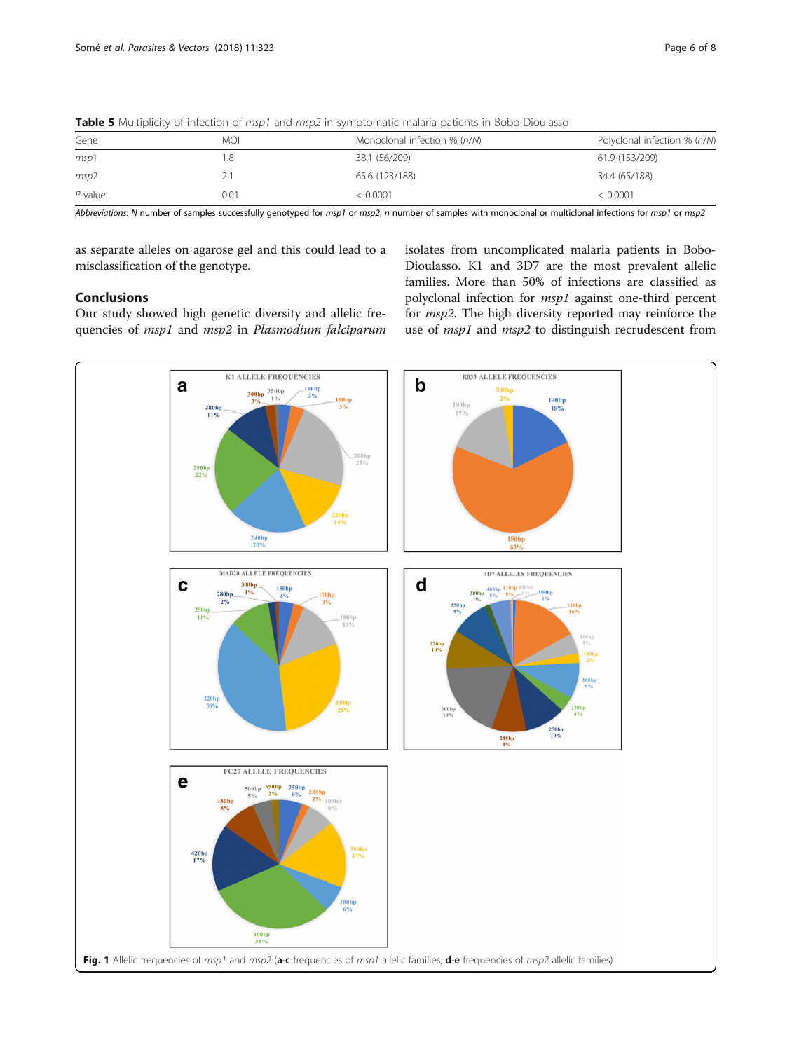**Table 5** Multiplicity of infection of *msp1* and *msp2* in symptomatic malaria patients in Bobo-Dioulasso

| Gene | MOI | Monoclonal infection % (*n/N*) | Polyclonal infection % (*n/N*) |
|---|---|---|---|
| *msp*1 | 1.8 | 38.1 (56/209) | 61.9 (153/209) |
| *msp*2 | 2.1 | 65.6 (123/188) | 34.4 (65/188) |
| *P*-value | 0.01 | < 0.0001 | < 0.0001 |

*Abbreviations*: *N* number of samples successfully genotyped for *msp1* or *msp2*; *n* number of samples with monoclonal or multiclonal infections for *msp1* or *msp2*

as separate alleles on agarose gel and this could lead to a misclassification of the genotype.

## Conclusions

Our study showed high genetic diversity and allelic frequencies of *msp1* and *msp2* in *Plasmodium falciparum* isolates from uncomplicated malaria patients in Bobo-Dioulasso. K1 and 3D7 are the most prevalent allelic families. More than 50% of infections are classified as polyclonal infection for *msp1* against one-third percent for *msp2*. The high diversity reported may reinforce the use of *msp1* and *msp2* to distinguish recrudescent from

**Fig. 1** Allelic frequencies of *msp1* and *msp2* (**a**-**c** frequencies of *msp1* allelic families, **d**-**e** frequencies of *msp2* allelic families)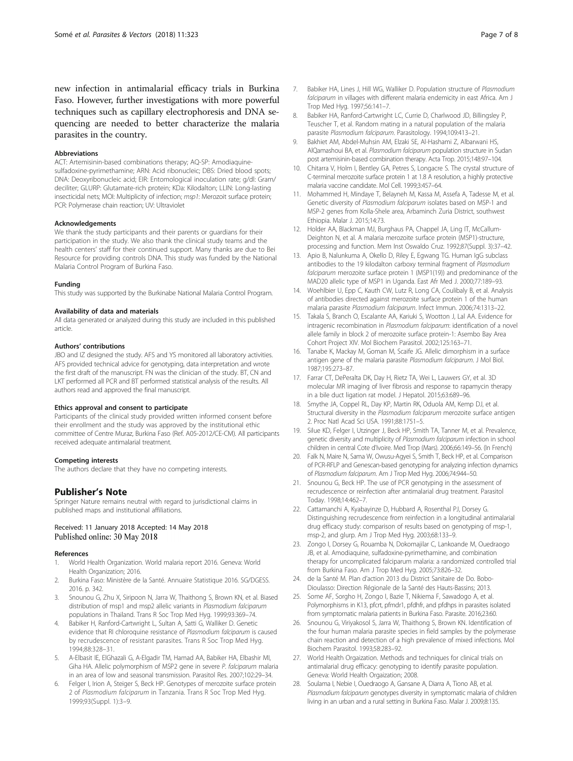new infection in antimalarial efficacy trials in Burkina Faso. However, further investigations with more powerful techniques such as capillary electrophoresis and DNA sequencing are needed to better characterize the malaria parasites in the country.

### Abbreviations

ACT: Artemisinin-based combinations therapy; AQ-SP: Amodiaquine-sulfadoxine-pyrimethamine; ARN: Acid ribonucleic; DBS: Dried blood spots; DNA: Deoxyribonucleic acid; EIR: Entomological inoculation rate; g/dl: Gram/deciliter; GLURP: Glutamate-rich protein; KDa: Kilodalton; LLIN: Long-lasting insecticidal nets; MOI: Multiplicity of infection; *msp1*: Merozoit surface protein; PCR: Polymerase chain reaction; UV: Ultraviolet

### Acknowledgements

We thank the study participants and their parents or guardians for their participation in the study. We also thank the clinical study teams and the health centers' staff for their continued support. Many thanks are due to Bei Resource for providing controls DNA. This study was funded by the National Malaria Control Program of Burkina Faso.

### Funding

This study was supported by the Burkinabe National Malaria Control Program.

### Availability of data and materials

All data generated or analyzed during this study are included in this published article.

### Authors' contributions

JBO and IZ designed the study. AFS and YS monitored all laboratory activities. AFS provided technical advice for genotyping, data interpretation and wrote the first draft of the manuscript. FN was the clinician of the study. BT, CN and LKT performed all PCR and BT performed statistical analysis of the results. All authors read and approved the final manuscript.

### Ethics approval and consent to participate

Participants of the clinical study provided written informed consent before their enrollment and the study was approved by the institutional ethic committee of Centre Muraz, Burkina Faso (Ref. A05-2012/CE-CM). All participants received adequate antimalarial treatment.

### Competing interests

The authors declare that they have no competing interests.

## Publisher's Note

Springer Nature remains neutral with regard to jurisdictional claims in published maps and institutional affiliations.

Received: 11 January 2018 Accepted: 14 May 2018
Published online: 30 May 2018

### References

1. World Health Organization. World malaria report 2016. Geneva: World Health Organization; 2016.
2. Burkina Faso: Ministère de la Santé. Annuaire Statistique 2016. SG/DGESS. 2016. p. 342.
3. Snounou G, Zhu X, Siripoon N, Jarra W, Thaithong S, Brown KN, et al. Biased distribution of msp1 and msp2 allelic variants in *Plasmodium falciparum* populations in Thailand. Trans R Soc Trop Med Hyg. 1999;93:369–74.
4. Babiker H, Ranford-Cartwright L, Sultan A, Satti G, Walliker D. Genetic evidence that RI chloroquine resistance of *Plasmodium falciparum* is caused by recrudescence of resistant parasites. Trans R Soc Trop Med Hyg. 1994;88:328–31.
5. A-Elbasit IE, ElGhazali G, A-Elgadir TM, Hamad AA, Babiker HA, Elbashir MI, Giha HA. Allelic polymorphism of MSP2 gene in severe *P. falciparum* malaria in an area of low and seasonal transmission. Parasitol Res. 2007;102:29–34.
6. Felger I, Irion A, Steiger S, Beck HP. Genotypes of merozoite surface protein 2 of *Plasmodium falciparum* in Tanzania. Trans R Soc Trop Med Hyg. 1999;93(Suppl. 1):3–9.
7. Babiker HA, Lines J, Hill WG, Walliker D. Population structure of *Plasmodium falciparum* in villages with different malaria endemicity in east Africa. Am J Trop Med Hyg. 1997;56:141–7.
8. Babiker HA, Ranford-Cartwright LC, Currie D, Charlwood JD, Billingsley P, Teuscher T, et al. Random mating in a natural population of the malaria parasite *Plasmodium falciparum*. Parasitology. 1994;109:413–21.
9. Bakhiet AM, Abdel-Muhsin AM, Elzaki SE, Al-Hashami Z, Albarwani HS, AlQamashoui BA, et al. *Plasmodium falciparum* population structure in Sudan post artemisinin-based combination therapy. Acta Trop. 2015;148:97–104.
10. Chitarra V, Holm I, Bentley GA, Petres S, Longacre S. The crystal structure of C-terminal merozoite surface protein 1 at 1.8 A resolution, a highly protective malaria vaccine candidate. Mol Cell. 1999;3:457–64.
11. Mohammed H, Mindaye T, Belayneh M, Kassa M, Assefa A, Tadesse M, et al. Genetic diversity of *Plasmodium falciparum* isolates based on MSP-1 and MSP-2 genes from Kolla-Shele area, Arbaminch Zuria District, southwest Ethiopia. Malar J. 2015;14:73.
12. Holder AA, Blackman MJ, Burghaus PA, Chappel JA, Ling IT, McCallum-Deighton N, et al. A malaria merozoite surface protein (MSP1)-structure, processing and function. Mem Inst Oswaldo Cruz. 1992;87(Suppl. 3):37–42.
13. Apio B, Nalunkuma A, Okello D, Riley E, Egwang TG. Human IgG subclass antibodies to the 19 kilodalton carboxy terminal fragment of *Plasmodium falciparum* merozoite surface protein 1 (MSP1(19)) and predominance of the MAD20 allelic type of MSP1 in Uganda. East Afr Med J. 2000;77:189–93.
14. Woehlbier U, Epp C, Kauth CW, Lutz R, Long CA, Coulibaly B, et al. Analysis of antibodies directed against merozoite surface protein 1 of the human malaria parasite *Plasmodium falciparum*. Infect Immun. 2006;74:1313–22.
15. Takala S, Branch O, Escalante AA, Kariuki S, Wootton J, Lal AA. Evidence for intragenic recombination in *Plasmodium falciparum*: identification of a novel allele family in block 2 of merozoite surface protein-1: Asembo Bay Area Cohort Project XIV. Mol Biochem Parasitol. 2002;125:163–71.
16. Tanabe K, Mackay M, Goman M, Scaife JG. Allelic dimorphism in a surface antigen gene of the malaria parasite *Plasmodium falciparum*. J Mol Biol. 1987;195:273–87.
17. Farrar CT, DePeralta DK, Day H, Rietz TA, Wei L, Lauwers GY, et al. 3D molecular MR imaging of liver fibrosis and response to rapamycin therapy in a bile duct ligation rat model. J Hepatol. 2015;63:689–96.
18. Smythe JA, Coppel RL, Day KP, Martin RK, Oduola AM, Kemp DJ, et al. Structural diversity in the *Plasmodium falciparum* merozoite surface antigen 2. Proc Natl Acad Sci USA. 1991;88:1751–5.
19. Silue KD, Felger I, Utzinger J, Beck HP, Smith TA, Tanner M, et al. Prevalence, genetic diversity and multiplicity of *Plasmodium falciparum* infection in school children in central Cote d'Ivoire. Med Trop (Mars). 2006;66:149–56. (In French)
20. Falk N, Maire N, Sama W, Owusu-Agyei S, Smith T, Beck HP, et al. Comparison of PCR-RFLP and Genescan-based genotyping for analyzing infection dynamics of *Plasmodium falciparum*. Am J Trop Med Hyg. 2006;74:944–50.
21. Snounou G, Beck HP. The use of PCR genotyping in the assessment of recrudescence or reinfection after antimalarial drug treatment. Parasitol Today. 1998;14:462–7.
22. Cattamanchi A, Kyabayinze D, Hubbard A, Rosenthal PJ, Dorsey G. Distinguishing recrudescence from reinfection in a longitudinal antimalarial drug efficacy study: comparison of results based on genotyping of msp-1, msp-2, and glurp. Am J Trop Med Hyg. 2003;68:133–9.
23. Zongo I, Dorsey G, Rouamba N, Dokomajilar C, Lankoande M, Ouedraogo JB, et al. Amodiaquine, sulfadoxine-pyrimethamine, and combination therapy for uncomplicated falciparum malaria: a randomized controlled trial from Burkina Faso. Am J Trop Med Hyg. 2005;73:826–32.
24. de la Santé M. Plan d'action 2013 du District Sanitaire de Do. Bobo-Dioulasso: Direction Régionale de la Santé des Hauts-Bassins; 2013.
25. Some AF, Sorgho H, Zongo I, Bazie T, Nikiema F, Sawadogo A, et al. Polymorphisms in K13, pfcrt, pfmdr1, pfdhfr, and pfdhps in parasites isolated from symptomatic malaria patients in Burkina Faso. Parasite. 2016;23:60.
26. Snounou G, Viriyakosol S, Jarra W, Thaithong S, Brown KN. Identification of the four human malaria parasite species in field samples by the polymerase chain reaction and detection of a high prevalence of mixed infections. Mol Biochem Parasitol. 1993;58:283–92.
27. World Health Orgaization. Methods and techniques for clinical trials on antimalarial drug efficacy: genotyping to identify parasite population. Geneva: World Health Orgaization; 2008.
28. Soulama I, Nebie I, Ouedraogo A, Gansane A, Diarra A, Tiono AB, et al. *Plasmodium falciparum* genotypes diversity in symptomatic malaria of children living in an urban and a rural setting in Burkina Faso. Malar J. 2009;8:135.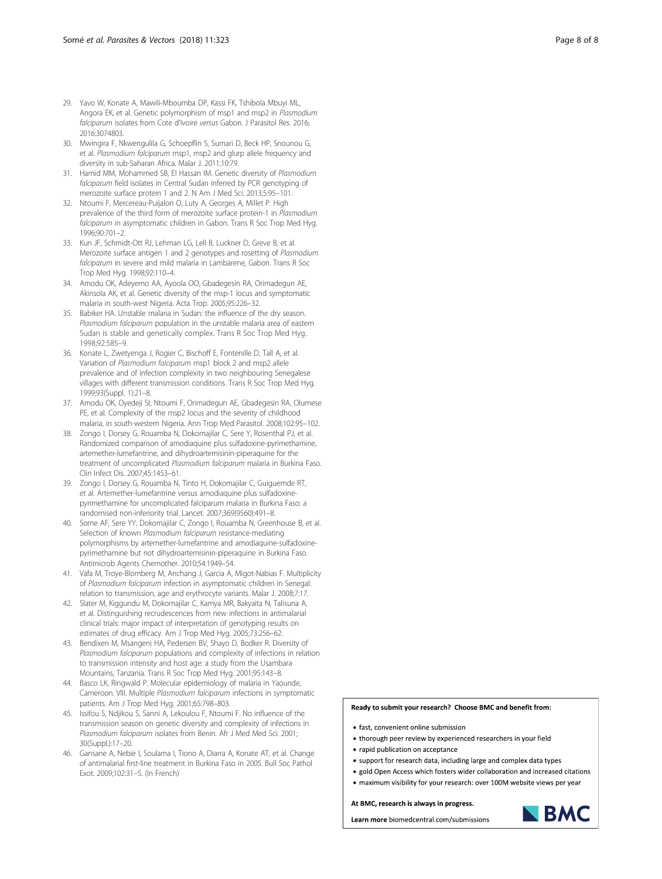29. Yavo W, Konate A, Mawili-Mboumba DP, Kassi FK, Tshibola Mbuyi ML, Angora EK, et al. Genetic polymorphism of msp1 and msp2 in *Plasmodium falciparum* isolates from Cote d'Ivoire *versus* Gabon. J Parasitol Res. 2016; 2016:3074803.
30. Mwingira F, Nkwengulila G, Schoepflin S, Sumari D, Beck HP, Snounou G, et al. *Plasmodium falciparum* msp1, msp2 and glurp allele frequency and diversity in sub-Saharan Africa. Malar J. 2011;10:79.
31. Hamid MM, Mohammed SB, El Hassan IM. Genetic diversity of *Plasmodium falciparum* field isolates in Central Sudan inferred by PCR genotyping of merozoite surface protein 1 and 2. N Am J Med Sci. 2013;5:95–101.
32. Ntoumi F, Mercereau-Puijalon O, Luty A, Georges A, Millet P. High prevalence of the third form of merozoite surface protein-1 in *Plasmodium falciparum* in asymptomatic children in Gabon. Trans R Soc Trop Med Hyg. 1996;90:701–2.
33. Kun JF, Schmidt-Ott RJ, Lehman LG, Lell B, Luckner D, Greve B, et al. Merozoite surface antigen 1 and 2 genotypes and rosetting of *Plasmodium falciparum* in severe and mild malaria in Lambarene, Gabon. Trans R Soc Trop Med Hyg. 1998;92:110–4.
34. Amodu OK, Adeyemo AA, Ayoola OO, Gbadegesin RA, Orimadegun AE, Akinsola AK, et al. Genetic diversity of the msp-1 locus and symptomatic malaria in south-west Nigeria. Acta Trop. 2005;95:226–32.
35. Babiker HA. Unstable malaria in Sudan: the influence of the dry season. *Plasmodium falciparum* population in the unstable malaria area of eastern Sudan is stable and genetically complex. Trans R Soc Trop Med Hyg. 1998;92:585–9.
36. Konate L, Zwetyenga J, Rogier C, Bischoff E, Fontenille D, Tall A, et al. Variation of *Plasmodium falciparum* msp1 block 2 and msp2 allele prevalence and of infection complexity in two neighbouring Senegalese villages with different transmission conditions. Trans R Soc Trop Med Hyg. 1999;93(Suppl. 1):21–8.
37. Amodu OK, Oyedeji SI, Ntoumi F, Orimadegun AE, Gbadegesin RA, Olumese PE, et al. Complexity of the msp2 locus and the severity of childhood malaria, in south-western Nigeria. Ann Trop Med Parasitol. 2008;102:95–102.
38. Zongo I, Dorsey G, Rouamba N, Dokomajilar C, Sere Y, Rosenthal PJ, et al. Randomized comparison of amodiaquine plus sulfadoxine-pyrimethamine, artemether-lumefantrine, and dihydroartemisinin-piperaquine for the treatment of uncomplicated *Plasmodium falciparum* malaria in Burkina Faso. Clin Infect Dis. 2007;45:1453–61.
39. Zongo I, Dorsey G, Rouamba N, Tinto H, Dokomajilar C, Guiguemde RT, et al. Artemether-lumefantrine versus amodiaquine plus sulfadoxine-pyrimethamine for uncomplicated falciparum malaria in Burkina Faso: a randomised non-inferiority trial. Lancet. 2007;369(9560):491–8.
40. Some AF, Sere YY, Dokomajilar C, Zongo I, Rouamba N, Greenhouse B, et al. Selection of known *Plasmodium falciparum* resistance-mediating polymorphisms by artemether-lumefantrine and amodiaquine-sulfadoxine-pyrimethamine but not dihydroartemisinin-piperaquine in Burkina Faso. Antimicrob Agents Chemother. 2010;54:1949–54.
41. Vafa M, Troye-Blomberg M, Anchang J, Garcia A, Migot-Nabias F. Multiplicity of *Plasmodium falciparum* infection in asymptomatic children in Senegal: relation to transmission, age and erythrocyte variants. Malar J. 2008;7:17.
42. Slater M, Kiggundu M, Dokomajilar C, Kamya MR, Bakyaita N, Talisuna A, et al. Distinguishing recrudescences from new infections in antimalarial clinical trials: major impact of interpretation of genotyping results on estimates of drug efficacy. Am J Trop Med Hyg. 2005;73:256–62.
43. Bendixen M, Msangeni HA, Pedersen BV, Shayo D, Bodker R. Diversity of *Plasmodium falciparum* populations and complexity of infections in relation to transmission intensity and host age: a study from the Usambara Mountains, Tanzania. Trans R Soc Trop Med Hyg. 2001;95:143–8.
44. Basco LK, Ringwald P. Molecular epidemiology of malaria in Yaounde, Cameroon. VIII. Multiple *Plasmodium falciparum* infections in symptomatic patients. Am J Trop Med Hyg. 2001;65:798–803.
45. Issifou S, Ndjikou S, Sanni A, Lekoulou F, Ntoumi F. No influence of the transmission season on genetic diversity and complexity of infections in *Plasmodium falciparum* isolates from Benin. Afr J Med Med Sci. 2001; 30(Suppl.):17–20.
46. Gansane A, Nebie I, Soulama I, Tiono A, Diarra A, Konate AT, et al. Change of antimalarial first-line treatment in Burkina Faso in 2005. Bull Soc Pathol Exot. 2009;102:31–5. (In French)